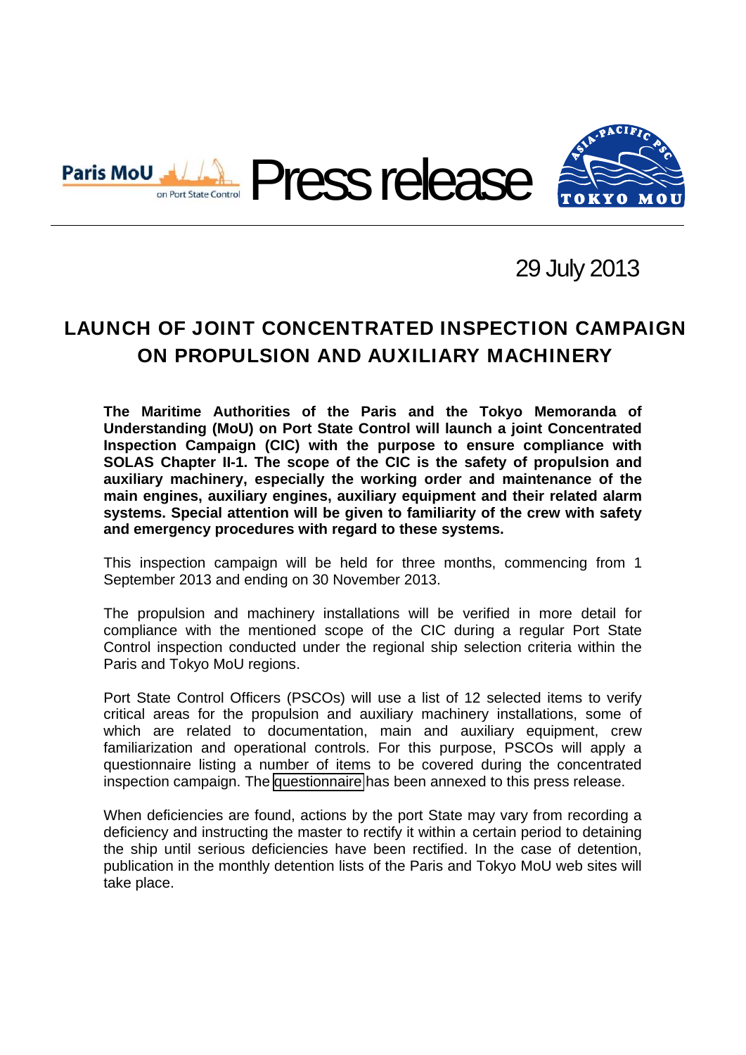Paris MoU on Port State Control

Press release

TOKYO MOU

29 July 2013

# LAUNCH OF JOINT CONCENTRATED INSPECTION CAMPAIGN ON PROPULSION AND AUXILIARY MACHINERY

**The Maritime Authorities of the Paris and the Tokyo Memoranda of Understanding (MoU) on Port State Control will launch a joint Concentrated Inspection Campaign (CIC) with the purpose to ensure compliance with SOLAS Chapter II-1. The scope of the CIC is the safety of propulsion and auxiliary machinery, especially the working order and maintenance of the main engines, auxiliary engines, auxiliary equipment and their related alarm systems. Special attention will be given to familiarity of the crew with safety and emergency procedures with regard to these systems.**

This inspection campaign will be held for three months, commencing from 1 September 2013 and ending on 30 November 2013.

The propulsion and machinery installations will be verified in more detail for compliance with the mentioned scope of the CIC during a regular Port State Control inspection conducted under the regional ship selection criteria within the Paris and Tokyo MoU regions.

Port State Control Officers (PSCOs) will use a list of 12 selected items to verify critical areas for the propulsion and auxiliary machinery installations, some of which are related to documentation, main and auxiliary equipment, crew familiarization and operational controls. For this purpose, PSCOs will apply a questionnaire listing a number of items to be covered during the concentrated inspection campaign. The questionnaire has been annexed to this press release.

When deficiencies are found, actions by the port State may vary from recording a deficiency and instructing the master to rectify it within a certain period to detaining the ship until serious deficiencies have been rectified. In the case of detention, publication in the monthly detention lists of the Paris and Tokyo MoU web sites will take place.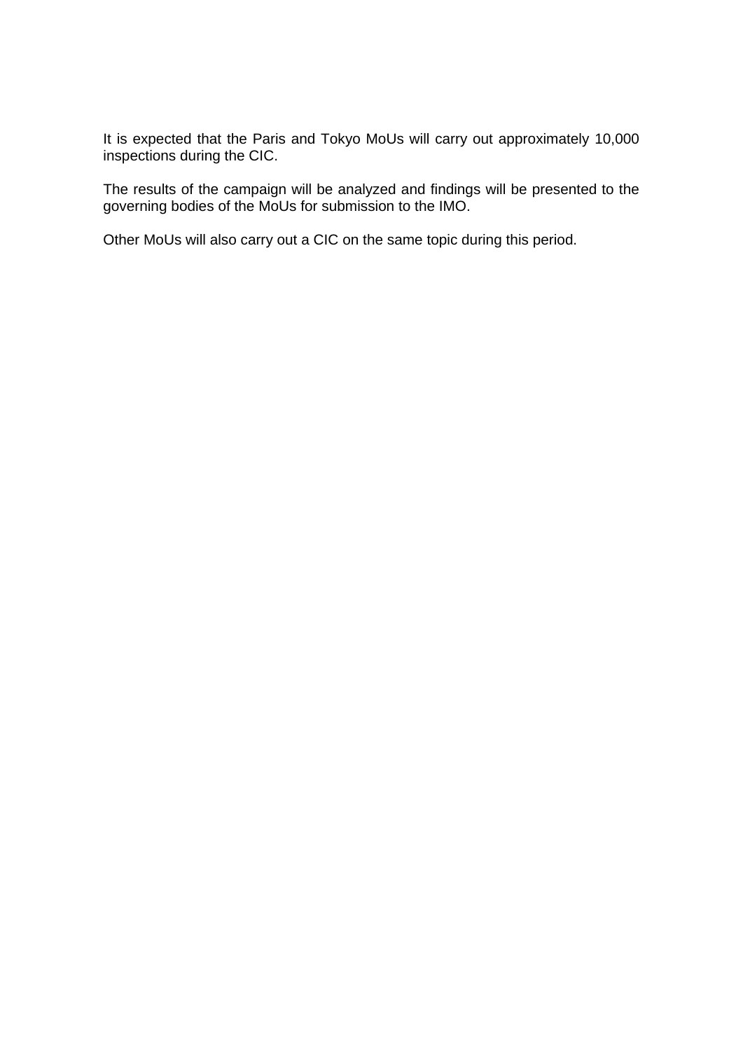It is expected that the Paris and Tokyo MoUs will carry out approximately 10,000 inspections during the CIC.

The results of the campaign will be analyzed and findings will be presented to the governing bodies of the MoUs for submission to the IMO.

Other MoUs will also carry out a CIC on the same topic during this period.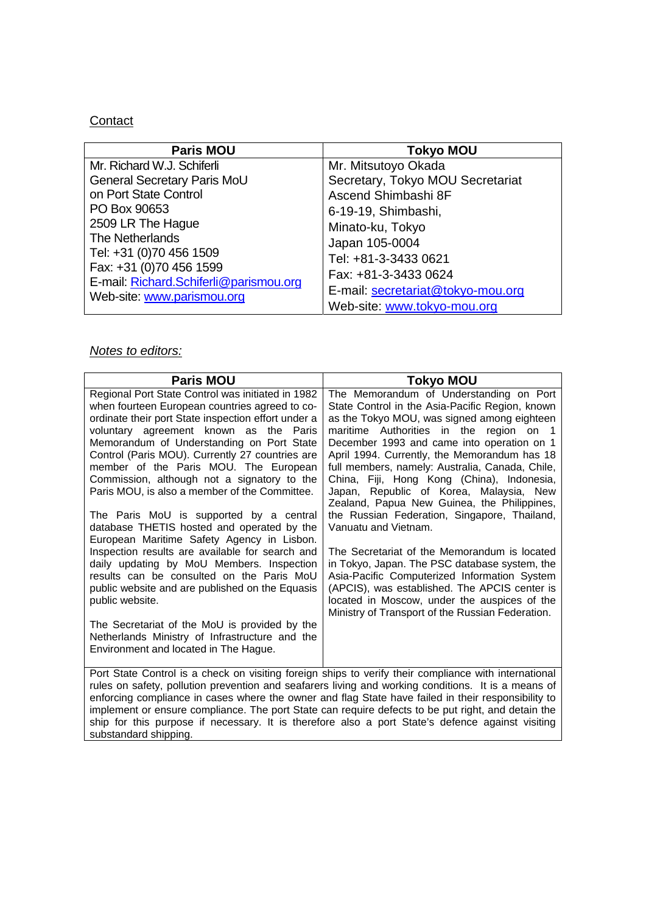Contact

| Paris MOU | Tokyo MOU |
|---|---|
| Mr. Richard W.J. Schiferli<br>General Secretary Paris MoU<br>on Port State Control<br>PO Box 90653<br>2509 LR The Hague<br>The Netherlands<br>Tel: +31 (0)70 456 1509<br>Fax: +31 (0)70 456 1599<br>E-mail: Richard.Schiferli@parismou.org<br>Web-site: www.parismou.org | Mr. Mitsutoyo Okada<br>Secretary, Tokyo MOU Secretariat<br>Ascend Shimbashi 8F<br>6-19-19, Shimbashi,<br>Minato-ku, Tokyo<br>Japan 105-0004<br>Tel: +81-3-3433 0621<br>Fax: +81-3-3433 0624<br>E-mail: secretariat@tokyo-mou.org<br>Web-site: www.tokyo-mou.org |

*Notes to editors:*

| Paris MOU | Tokyo MOU |
|---|---|
| Regional Port State Control was initiated in 1982 when fourteen European countries agreed to co-ordinate their port State inspection effort under a voluntary agreement known as the Paris Memorandum of Understanding on Port State Control (Paris MOU). Currently 27 countries are member of the Paris MOU. The European Commission, although not a signatory to the Paris MOU, is also a member of the Committee.<br><br>The Paris MoU is supported by a central database THETIS hosted and operated by the European Maritime Safety Agency in Lisbon. Inspection results are available for search and daily updating by MoU Members. Inspection results can be consulted on the Paris MoU public website and are published on the Equasis public website.<br><br>The Secretariat of the MoU is provided by the Netherlands Ministry of Infrastructure and the Environment and located in The Hague. | The Memorandum of Understanding on Port State Control in the Asia-Pacific Region, known as the Tokyo MOU, was signed among eighteen maritime Authorities in the region on 1 December 1993 and came into operation on 1 April 1994. Currently, the Memorandum has 18 full members, namely: Australia, Canada, Chile, China, Fiji, Hong Kong (China), Indonesia, Japan, Republic of Korea, Malaysia, New Zealand, Papua New Guinea, the Philippines, the Russian Federation, Singapore, Thailand, Vanuatu and Vietnam.<br><br>The Secretariat of the Memorandum is located in Tokyo, Japan. The PSC database system, the Asia-Pacific Computerized Information System (APCIS), was established. The APCIS center is located in Moscow, under the auspices of the Ministry of Transport of the Russian Federation. |

Port State Control is a check on visiting foreign ships to verify their compliance with international rules on safety, pollution prevention and seafarers living and working conditions. It is a means of enforcing compliance in cases where the owner and flag State have failed in their responsibility to implement or ensure compliance. The port State can require defects to be put right, and detain the ship for this purpose if necessary. It is therefore also a port State's defence against visiting substandard shipping.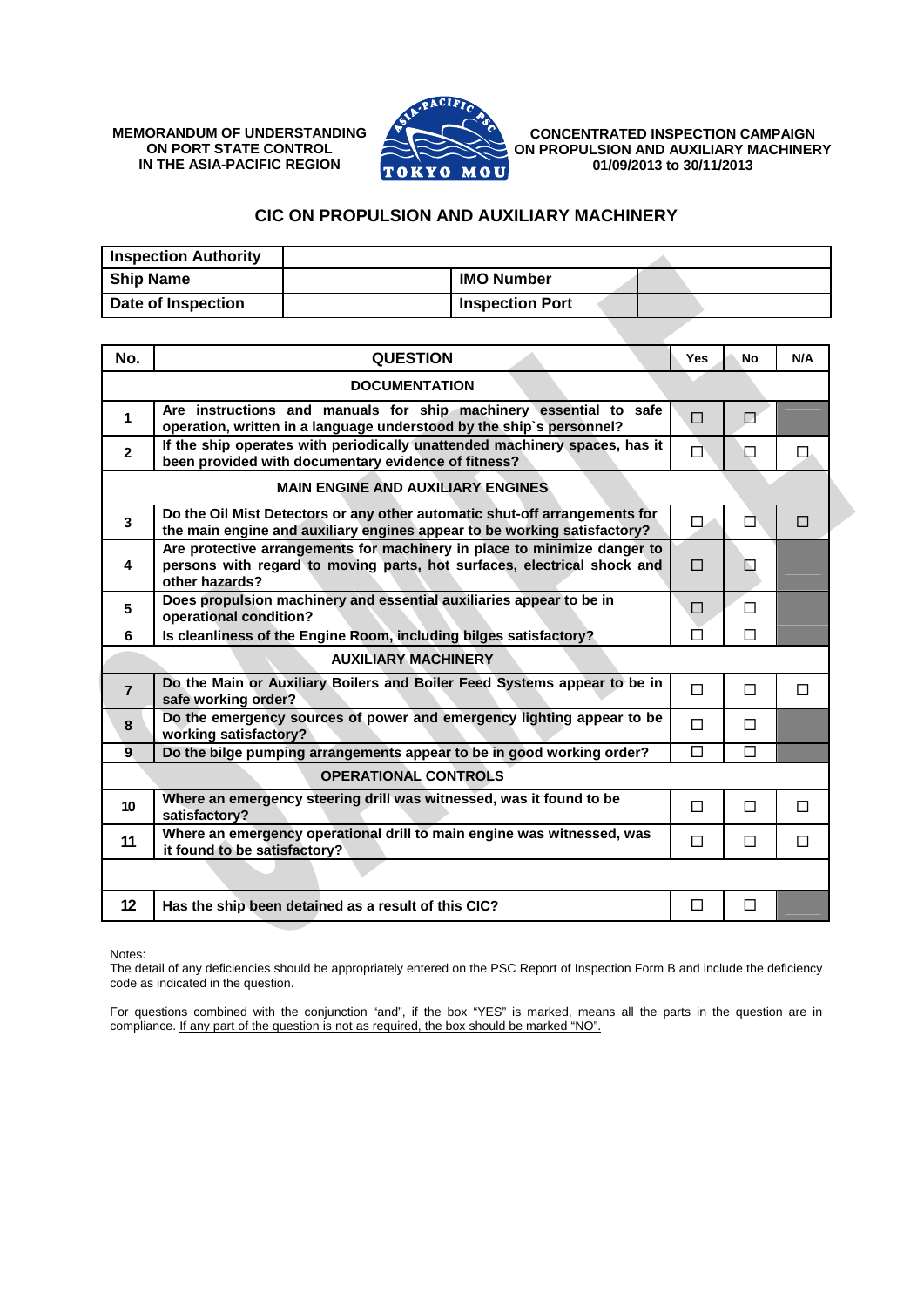MEMORANDUM OF UNDERSTANDING
ON PORT STATE CONTROL
IN THE ASIA-PACIFIC REGION

CONCENTRATED INSPECTION CAMPAIGN
ON PROPULSION AND AUXILIARY MACHINERY
01/09/2013 to 30/11/2013

## CIC ON PROPULSION AND AUXILIARY MACHINERY

| | | | |
|---|---|---|---|
| **Inspection Authority** | | | |
| **Ship Name** | | **IMO Number** | |
| **Date of Inspection** | | **Inspection Port** | |

| No. | QUESTION | Yes | No | N/A |
|---|---|---|---|---|
| | **DOCUMENTATION** | | | |
| **1** | **Are instructions and manuals for ship machinery essential to safe operation, written in a language understood by the ship`s personnel?** | ☐ | ☐ | |
| **2** | **If the ship operates with periodically unattended machinery spaces, has it been provided with documentary evidence of fitness?** | ☐ | ☐ | ☐ |
| | **MAIN ENGINE AND AUXILIARY ENGINES** | | | |
| **3** | **Do the Oil Mist Detectors or any other automatic shut-off arrangements for the main engine and auxiliary engines appear to be working satisfactory?** | ☐ | ☐ | ☐ |
| **4** | **Are protective arrangements for machinery in place to minimize danger to persons with regard to moving parts, hot surfaces, electrical shock and other hazards?** | ☐ | ☐ | |
| **5** | **Does propulsion machinery and essential auxiliaries appear to be in operational condition?** | ☐ | ☐ | |
| **6** | **Is cleanliness of the Engine Room, including bilges satisfactory?** | ☐ | ☐ | |
| | **AUXILIARY MACHINERY** | | | |
| **7** | **Do the Main or Auxiliary Boilers and Boiler Feed Systems appear to be in safe working order?** | ☐ | ☐ | ☐ |
| **8** | **Do the emergency sources of power and emergency lighting appear to be working satisfactory?** | ☐ | ☐ | |
| **9** | **Do the bilge pumping arrangements appear to be in good working order?** | ☐ | ☐ | |
| | **OPERATIONAL CONTROLS** | | | |
| **10** | **Where an emergency steering drill was witnessed, was it found to be satisfactory?** | ☐ | ☐ | ☐ |
| **11** | **Where an emergency operational drill to main engine was witnessed, was it found to be satisfactory?** | ☐ | ☐ | ☐ |
| | | | | |
| **12** | **Has the ship been detained as a result of this CIC?** | ☐ | ☐ | |

Notes:
The detail of any deficiencies should be appropriately entered on the PSC Report of Inspection Form B and include the deficiency code as indicated in the question.

For questions combined with the conjunction "and", if the box "YES" is marked, means all the parts in the question are in compliance. If any part of the question is not as required, the box should be marked "NO".